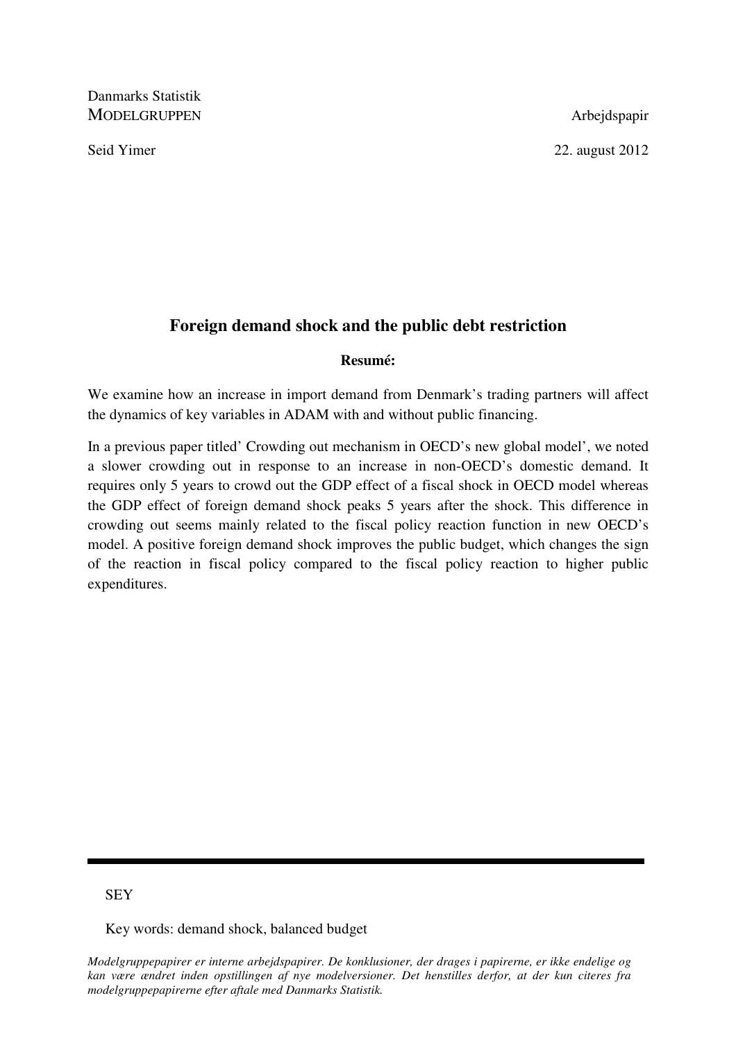Danmarks Statistik
MODELGRUPPEN | Arbejdspapir

Seid Yimer | 22. august 2012

# Foreign demand shock and the public debt restriction

**Resumé:**

We examine how an increase in import demand from Denmark's trading partners will affect the dynamics of key variables in ADAM with and without public financing.

In a previous paper titled' Crowding out mechanism in OECD's new global model', we noted a slower crowding out in response to an increase in non-OECD's domestic demand. It requires only 5 years to crowd out the GDP effect of a fiscal shock in OECD model whereas the GDP effect of foreign demand shock peaks 5 years after the shock. This difference in crowding out seems mainly related to the fiscal policy reaction function in new OECD's model. A positive foreign demand shock improves the public budget, which changes the sign of the reaction in fiscal policy compared to the fiscal policy reaction to higher public expenditures.

---

SEY

Key words: demand shock, balanced budget

*Modelgruppepapirer er interne arbejdspapirer. De konklusioner, der drages i papirerne, er ikke endelige og kan være ændret inden opstillingen af nye modelversioner. Det henstilles derfor, at der kun citeres fra modelgruppepapirerne efter aftale med Danmarks Statistik.*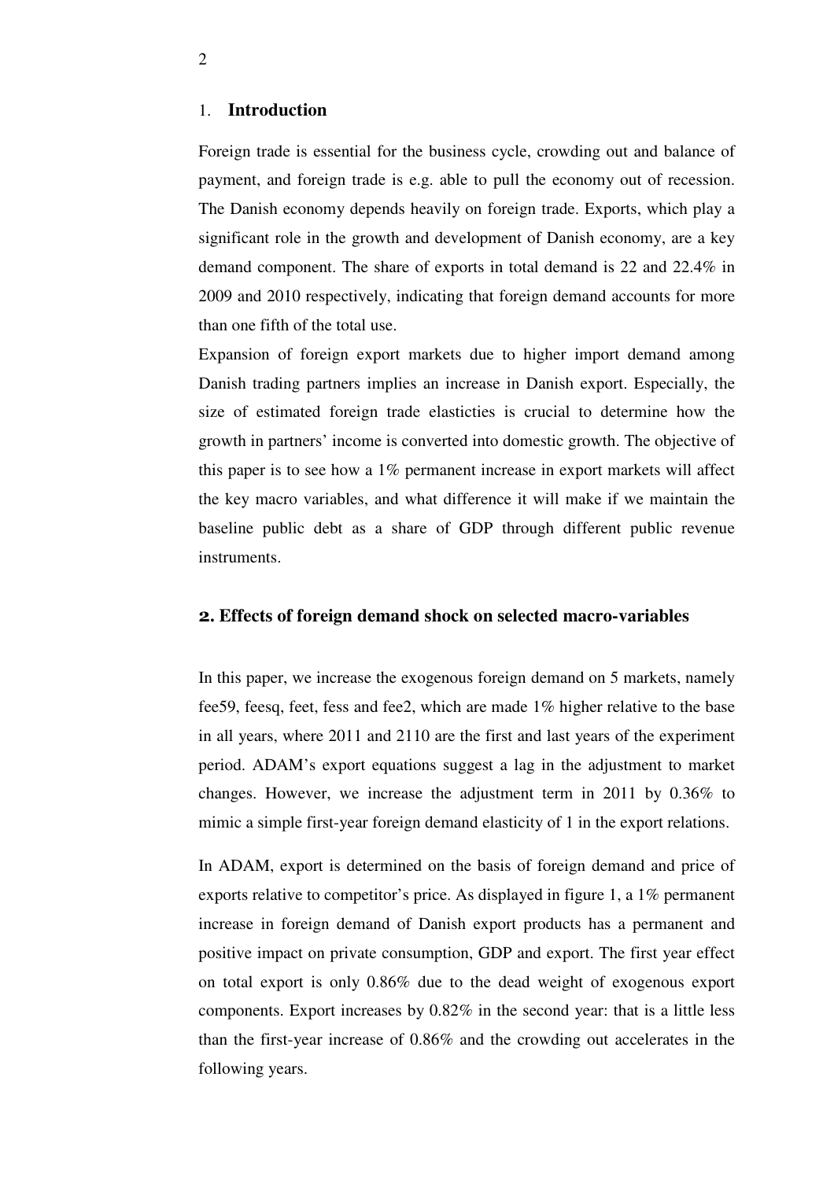## 1. **Introduction**

Foreign trade is essential for the business cycle, crowding out and balance of payment, and foreign trade is e.g. able to pull the economy out of recession. The Danish economy depends heavily on foreign trade. Exports, which play a significant role in the growth and development of Danish economy, are a key demand component. The share of exports in total demand is 22 and 22.4% in 2009 and 2010 respectively, indicating that foreign demand accounts for more than one fifth of the total use.

Expansion of foreign export markets due to higher import demand among Danish trading partners implies an increase in Danish export. Especially, the size of estimated foreign trade elasticties is crucial to determine how the growth in partners' income is converted into domestic growth. The objective of this paper is to see how a 1% permanent increase in export markets will affect the key macro variables, and what difference it will make if we maintain the baseline public debt as a share of GDP through different public revenue instruments.

## 2. Effects of foreign demand shock on selected macro-variables

In this paper, we increase the exogenous foreign demand on 5 markets, namely fee59, feesq, feet, fess and fee2, which are made 1% higher relative to the base in all years, where 2011 and 2110 are the first and last years of the experiment period. ADAM's export equations suggest a lag in the adjustment to market changes. However, we increase the adjustment term in 2011 by 0.36% to mimic a simple first-year foreign demand elasticity of 1 in the export relations.

In ADAM, export is determined on the basis of foreign demand and price of exports relative to competitor's price. As displayed in figure 1, a 1% permanent increase in foreign demand of Danish export products has a permanent and positive impact on private consumption, GDP and export. The first year effect on total export is only 0.86% due to the dead weight of exogenous export components. Export increases by 0.82% in the second year: that is a little less than the first-year increase of 0.86% and the crowding out accelerates in the following years.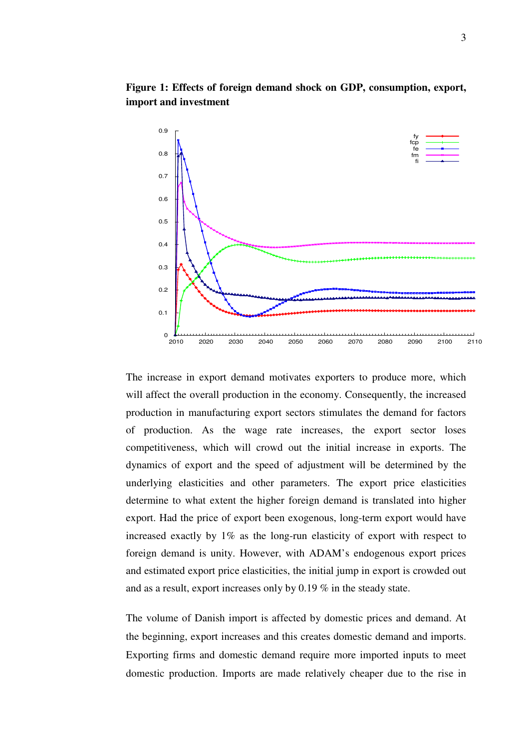**Figure 1: Effects of foreign demand shock on GDP, consumption, export, import and investment**

The increase in export demand motivates exporters to produce more, which will affect the overall production in the economy. Consequently, the increased production in manufacturing export sectors stimulates the demand for factors of production. As the wage rate increases, the export sector loses competitiveness, which will crowd out the initial increase in exports. The dynamics of export and the speed of adjustment will be determined by the underlying elasticities and other parameters. The export price elasticities determine to what extent the higher foreign demand is translated into higher export. Had the price of export been exogenous, long-term export would have increased exactly by 1% as the long-run elasticity of export with respect to foreign demand is unity. However, with ADAM's endogenous export prices and estimated export price elasticities, the initial jump in export is crowded out and as a result, export increases only by 0.19 % in the steady state.

The volume of Danish import is affected by domestic prices and demand. At the beginning, export increases and this creates domestic demand and imports. Exporting firms and domestic demand require more imported inputs to meet domestic production. Imports are made relatively cheaper due to the rise in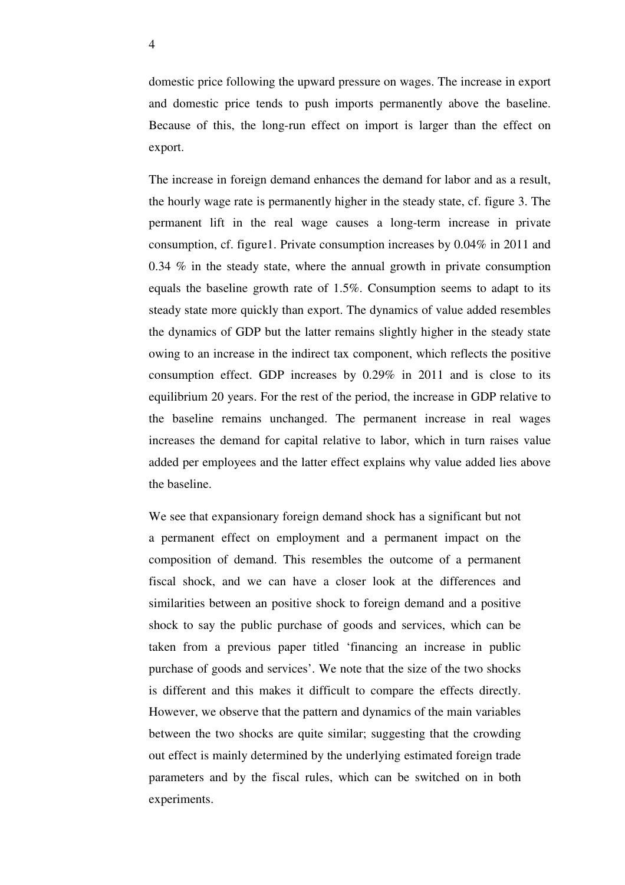domestic price following the upward pressure on wages. The increase in export and domestic price tends to push imports permanently above the baseline. Because of this, the long-run effect on import is larger than the effect on export.

The increase in foreign demand enhances the demand for labor and as a result, the hourly wage rate is permanently higher in the steady state, cf. figure 3. The permanent lift in the real wage causes a long-term increase in private consumption, cf. figure1. Private consumption increases by 0.04% in 2011 and 0.34 % in the steady state, where the annual growth in private consumption equals the baseline growth rate of 1.5%. Consumption seems to adapt to its steady state more quickly than export. The dynamics of value added resembles the dynamics of GDP but the latter remains slightly higher in the steady state owing to an increase in the indirect tax component, which reflects the positive consumption effect. GDP increases by 0.29% in 2011 and is close to its equilibrium 20 years. For the rest of the period, the increase in GDP relative to the baseline remains unchanged. The permanent increase in real wages increases the demand for capital relative to labor, which in turn raises value added per employees and the latter effect explains why value added lies above the baseline.

We see that expansionary foreign demand shock has a significant but not a permanent effect on employment and a permanent impact on the composition of demand. This resembles the outcome of a permanent fiscal shock, and we can have a closer look at the differences and similarities between an positive shock to foreign demand and a positive shock to say the public purchase of goods and services, which can be taken from a previous paper titled 'financing an increase in public purchase of goods and services'. We note that the size of the two shocks is different and this makes it difficult to compare the effects directly. However, we observe that the pattern and dynamics of the main variables between the two shocks are quite similar; suggesting that the crowding out effect is mainly determined by the underlying estimated foreign trade parameters and by the fiscal rules, which can be switched on in both experiments.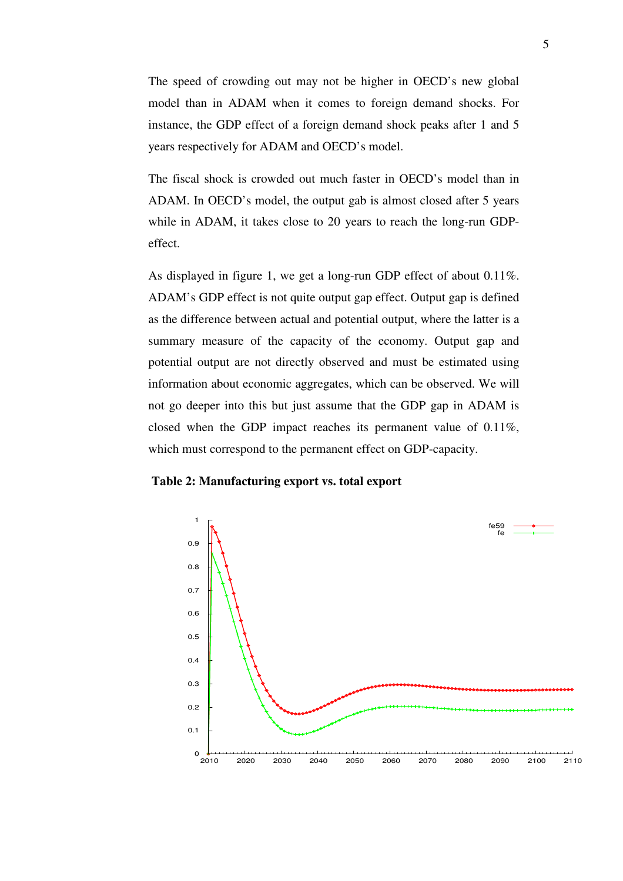The speed of crowding out may not be higher in OECD's new global model than in ADAM when it comes to foreign demand shocks. For instance, the GDP effect of a foreign demand shock peaks after 1 and 5 years respectively for ADAM and OECD's model.

The fiscal shock is crowded out much faster in OECD's model than in ADAM. In OECD's model, the output gab is almost closed after 5 years while in ADAM, it takes close to 20 years to reach the long-run GDP-effect.

As displayed in figure 1, we get a long-run GDP effect of about 0.11%. ADAM's GDP effect is not quite output gap effect. Output gap is defined as the difference between actual and potential output, where the latter is a summary measure of the capacity of the economy. Output gap and potential output are not directly observed and must be estimated using information about economic aggregates, which can be observed. We will not go deeper into this but just assume that the GDP gap in ADAM is closed when the GDP impact reaches its permanent value of 0.11%, which must correspond to the permanent effect on GDP-capacity.

**Table 2: Manufacturing export vs. total export**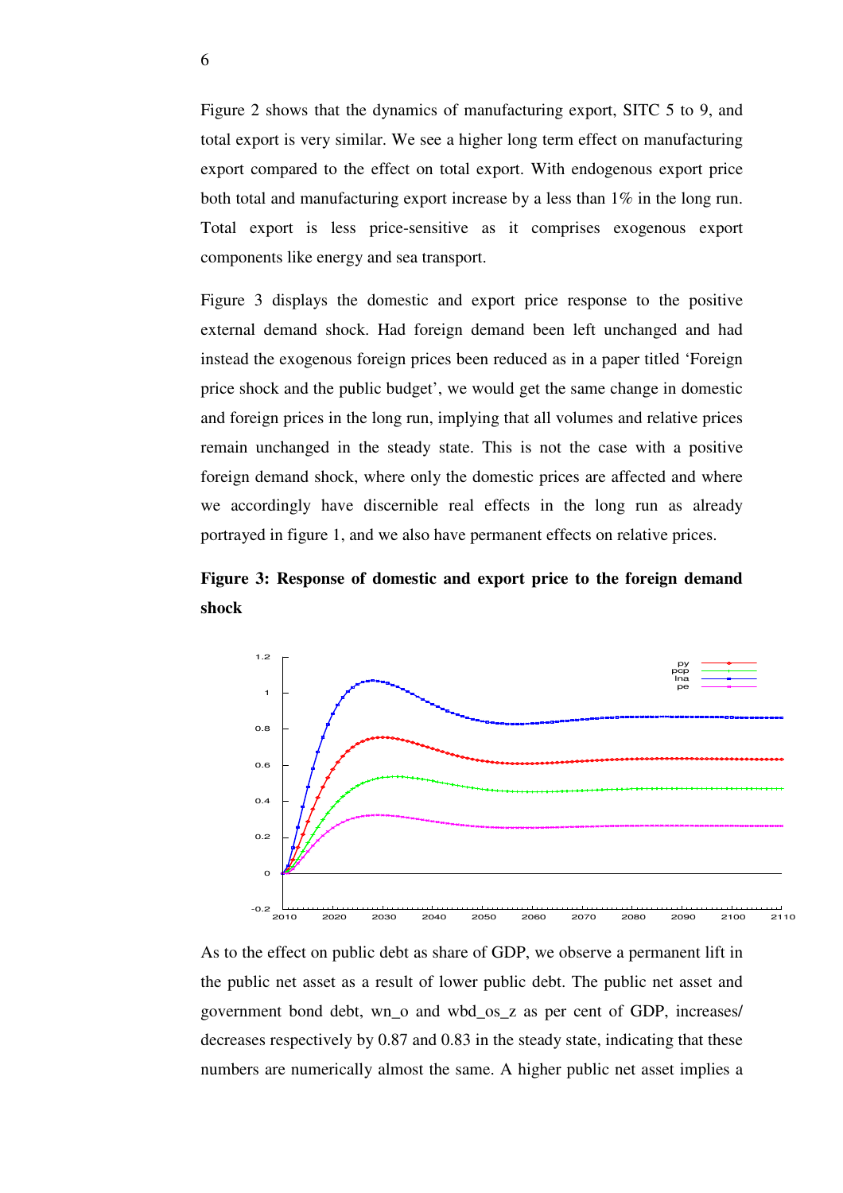Figure 2 shows that the dynamics of manufacturing export, SITC 5 to 9, and total export is very similar. We see a higher long term effect on manufacturing export compared to the effect on total export. With endogenous export price both total and manufacturing export increase by a less than 1% in the long run. Total export is less price-sensitive as it comprises exogenous export components like energy and sea transport.

Figure 3 displays the domestic and export price response to the positive external demand shock. Had foreign demand been left unchanged and had instead the exogenous foreign prices been reduced as in a paper titled 'Foreign price shock and the public budget', we would get the same change in domestic and foreign prices in the long run, implying that all volumes and relative prices remain unchanged in the steady state. This is not the case with a positive foreign demand shock, where only the domestic prices are affected and where we accordingly have discernible real effects in the long run as already portrayed in figure 1, and we also have permanent effects on relative prices.

**Figure 3: Response of domestic and export price to the foreign demand shock**

As to the effect on public debt as share of GDP, we observe a permanent lift in the public net asset as a result of lower public debt. The public net asset and government bond debt, wn_o and wbd_os_z as per cent of GDP, increases/ decreases respectively by 0.87 and 0.83 in the steady state, indicating that these numbers are numerically almost the same. A higher public net asset implies a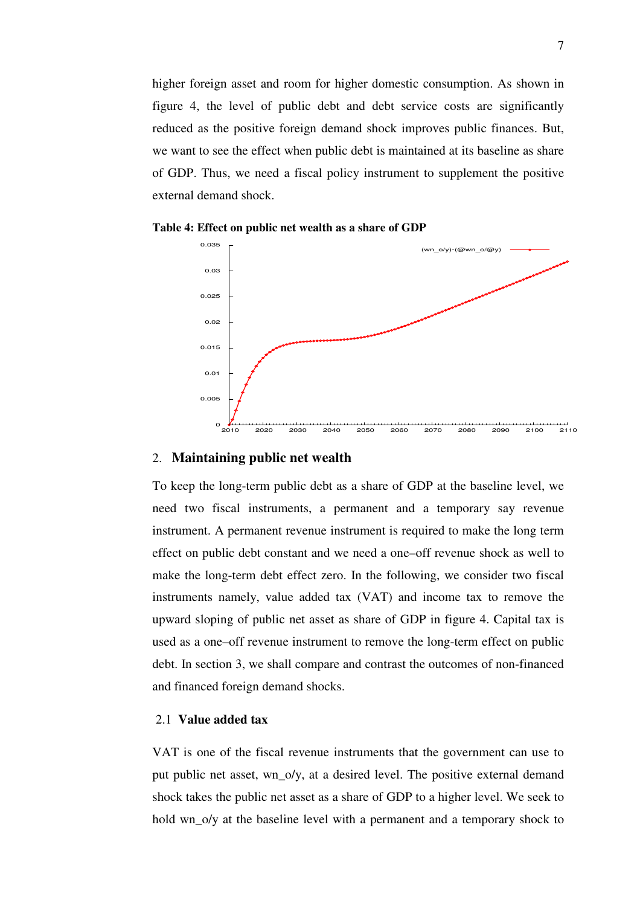higher foreign asset and room for higher domestic consumption. As shown in figure 4, the level of public debt and debt service costs are significantly reduced as the positive foreign demand shock improves public finances. But, we want to see the effect when public debt is maintained at its baseline as share of GDP. Thus, we need a fiscal policy instrument to supplement the positive external demand shock.

**Table 4: Effect on public net wealth as a share of GDP**

## 2. Maintaining public net wealth

To keep the long-term public debt as a share of GDP at the baseline level, we need two fiscal instruments, a permanent and a temporary say revenue instrument. A permanent revenue instrument is required to make the long term effect on public debt constant and we need a one–off revenue shock as well to make the long-term debt effect zero. In the following, we consider two fiscal instruments namely, value added tax (VAT) and income tax to remove the upward sloping of public net asset as share of GDP in figure 4. Capital tax is used as a one–off revenue instrument to remove the long-term effect on public debt. In section 3, we shall compare and contrast the outcomes of non-financed and financed foreign demand shocks.

### 2.1 Value added tax

VAT is one of the fiscal revenue instruments that the government can use to put public net asset, wn_o/y, at a desired level. The positive external demand shock takes the public net asset as a share of GDP to a higher level. We seek to hold wn_o/y at the baseline level with a permanent and a temporary shock to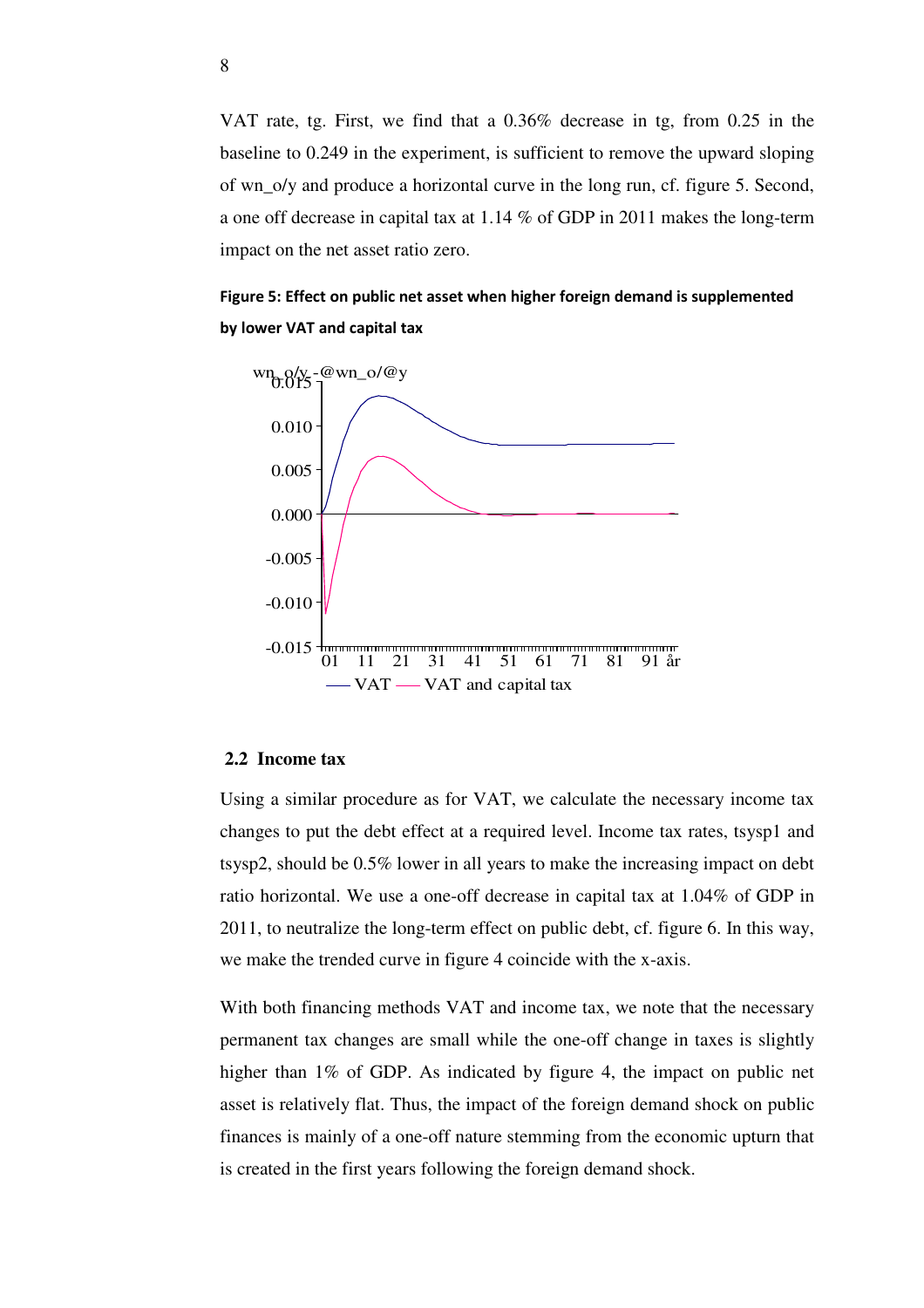VAT rate, tg. First, we find that a 0.36% decrease in tg, from 0.25 in the baseline to 0.249 in the experiment, is sufficient to remove the upward sloping of wn_o/y and produce a horizontal curve in the long run, cf. figure 5. Second, a one off decrease in capital tax at 1.14 % of GDP in 2011 makes the long-term impact on the net asset ratio zero.

**Figure 5: Effect on public net asset when higher foreign demand is supplemented by lower VAT and capital tax**

## 2.2 Income tax

Using a similar procedure as for VAT, we calculate the necessary income tax changes to put the debt effect at a required level. Income tax rates, tsysp1 and tsysp2, should be 0.5% lower in all years to make the increasing impact on debt ratio horizontal. We use a one-off decrease in capital tax at 1.04% of GDP in 2011, to neutralize the long-term effect on public debt, cf. figure 6. In this way, we make the trended curve in figure 4 coincide with the x-axis.

With both financing methods VAT and income tax, we note that the necessary permanent tax changes are small while the one-off change in taxes is slightly higher than 1% of GDP. As indicated by figure 4, the impact on public net asset is relatively flat. Thus, the impact of the foreign demand shock on public finances is mainly of a one-off nature stemming from the economic upturn that is created in the first years following the foreign demand shock.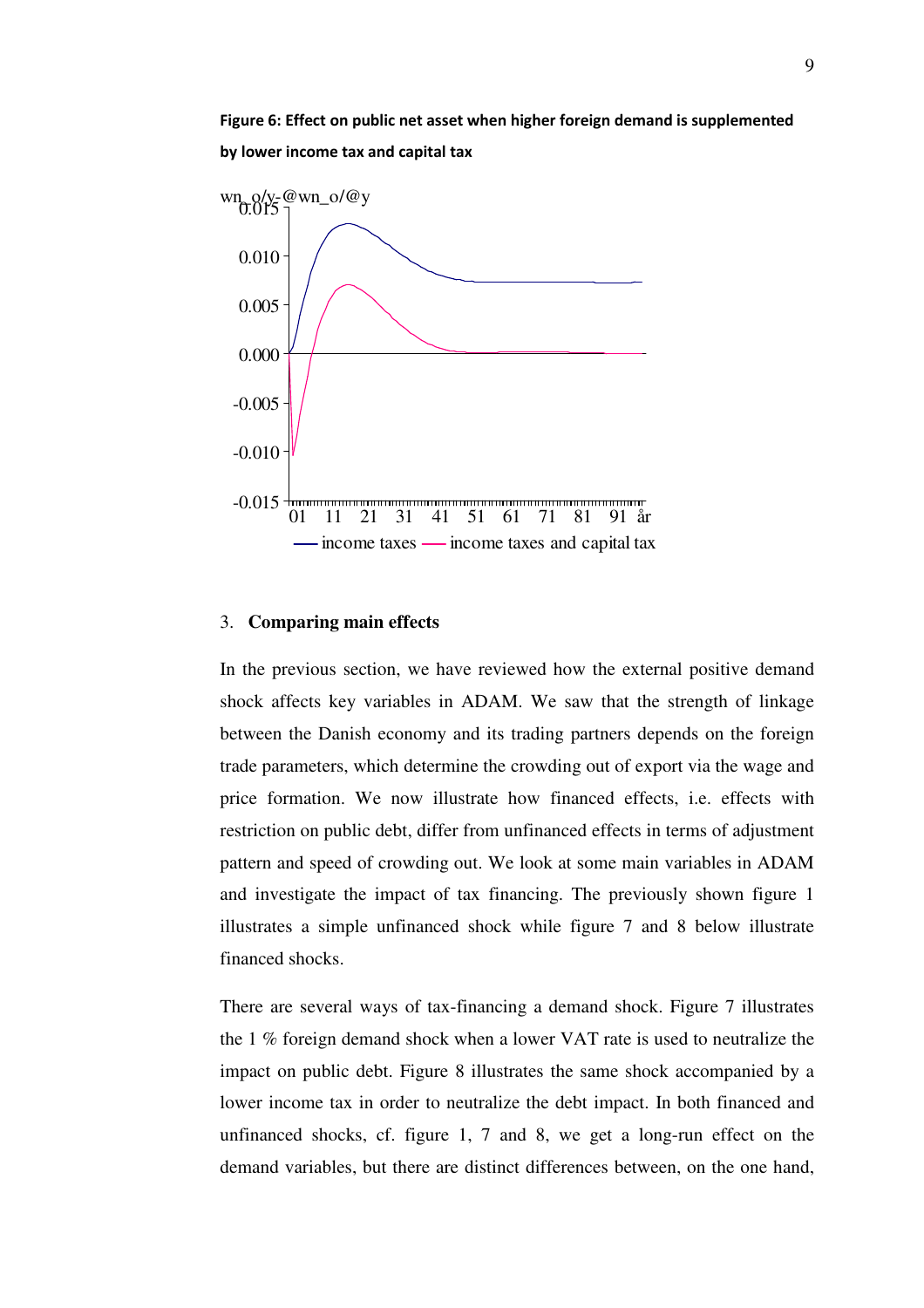**Figure 6: Effect on public net asset when higher foreign demand is supplemented by lower income tax and capital tax**

## 3. Comparing main effects

In the previous section, we have reviewed how the external positive demand shock affects key variables in ADAM. We saw that the strength of linkage between the Danish economy and its trading partners depends on the foreign trade parameters, which determine the crowding out of export via the wage and price formation. We now illustrate how financed effects, i.e. effects with restriction on public debt, differ from unfinanced effects in terms of adjustment pattern and speed of crowding out. We look at some main variables in ADAM and investigate the impact of tax financing. The previously shown figure 1 illustrates a simple unfinanced shock while figure 7 and 8 below illustrate financed shocks.

There are several ways of tax-financing a demand shock. Figure 7 illustrates the 1 % foreign demand shock when a lower VAT rate is used to neutralize the impact on public debt. Figure 8 illustrates the same shock accompanied by a lower income tax in order to neutralize the debt impact. In both financed and unfinanced shocks, cf. figure 1, 7 and 8, we get a long-run effect on the demand variables, but there are distinct differences between, on the one hand,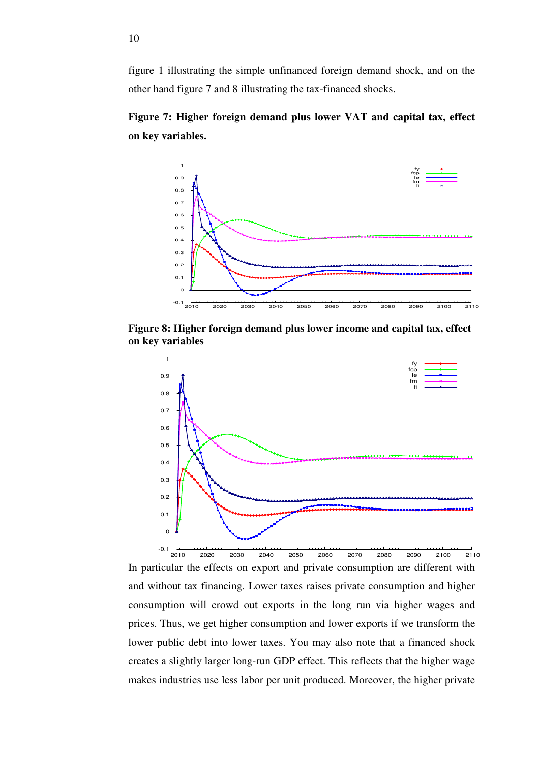figure 1 illustrating the simple unfinanced foreign demand shock, and on the other hand figure 7 and 8 illustrating the tax-financed shocks.

**Figure 7: Higher foreign demand plus lower VAT and capital tax, effect on key variables.**

**Figure 8: Higher foreign demand plus lower income and capital tax, effect on key variables**

In particular the effects on export and private consumption are different with and without tax financing. Lower taxes raises private consumption and higher consumption will crowd out exports in the long run via higher wages and prices. Thus, we get higher consumption and lower exports if we transform the lower public debt into lower taxes. You may also note that a financed shock creates a slightly larger long-run GDP effect. This reflects that the higher wage makes industries use less labor per unit produced. Moreover, the higher private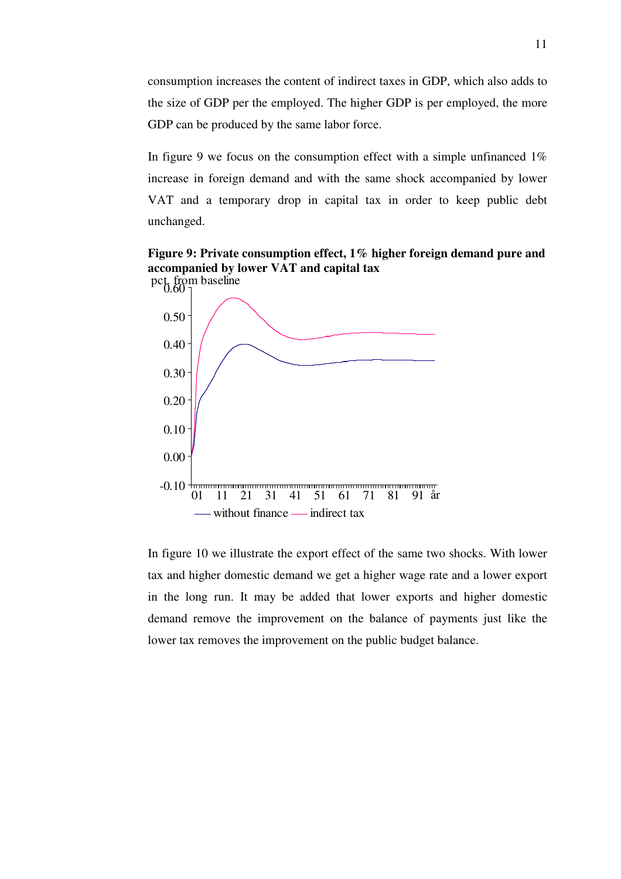consumption increases the content of indirect taxes in GDP, which also adds to the size of GDP per the employed. The higher GDP is per employed, the more GDP can be produced by the same labor force.

In figure 9 we focus on the consumption effect with a simple unfinanced 1% increase in foreign demand and with the same shock accompanied by lower VAT and a temporary drop in capital tax in order to keep public debt unchanged.

**Figure 9: Private consumption effect, 1% higher foreign demand pure and accompanied by lower VAT and capital tax**

pct. from baseline

0.60
0.50
0.40
0.30
0.20
0.10
0.00
-0.10

01 11 21 31 41 51 61 71 81 91 år

— without finance — indirect tax

In figure 10 we illustrate the export effect of the same two shocks. With lower tax and higher domestic demand we get a higher wage rate and a lower export in the long run. It may be added that lower exports and higher domestic demand remove the improvement on the balance of payments just like the lower tax removes the improvement on the public budget balance.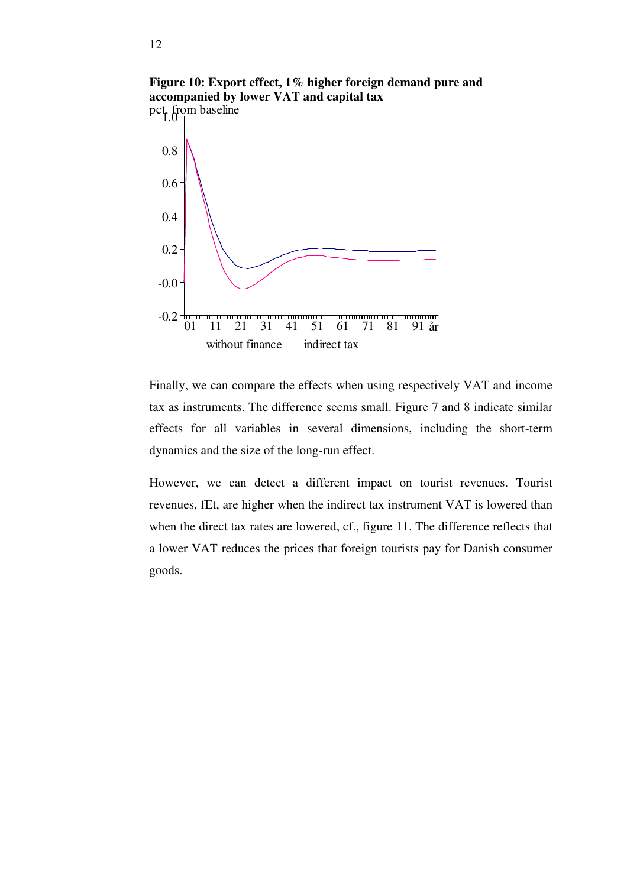**Figure 10: Export effect, 1% higher foreign demand pure and accompanied by lower VAT and capital tax**

Finally, we can compare the effects when using respectively VAT and income tax as instruments. The difference seems small. Figure 7 and 8 indicate similar effects for all variables in several dimensions, including the short-term dynamics and the size of the long-run effect.

However, we can detect a different impact on tourist revenues. Tourist revenues, fEt, are higher when the indirect tax instrument VAT is lowered than when the direct tax rates are lowered, cf., figure 11. The difference reflects that a lower VAT reduces the prices that foreign tourists pay for Danish consumer goods.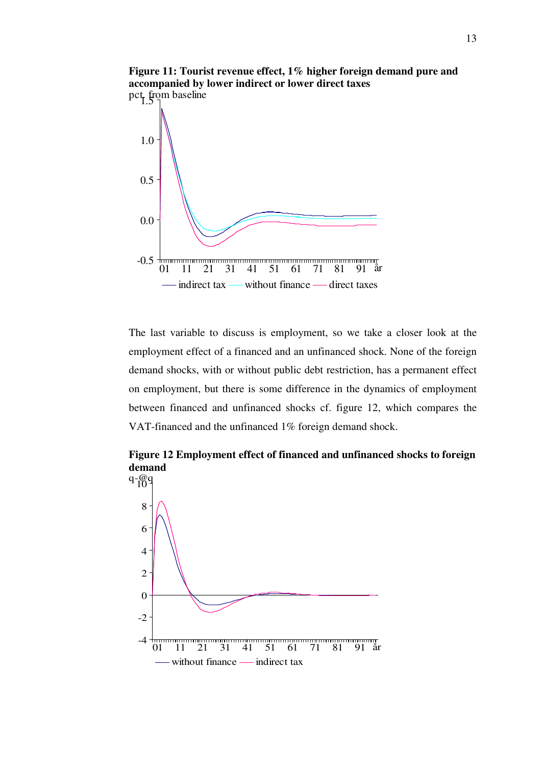**Figure 11: Tourist revenue effect, 1% higher foreign demand pure and accompanied by lower indirect or lower direct taxes**

pct. from baseline

The last variable to discuss is employment, so we take a closer look at the employment effect of a financed and an unfinanced shock. None of the foreign demand shocks, with or without public debt restriction, has a permanent effect on employment, but there is some difference in the dynamics of employment between financed and unfinanced shocks cf. figure 12, which compares the VAT-financed and the unfinanced 1% foreign demand shock.

**Figure 12 Employment effect of financed and unfinanced shocks to foreign demand**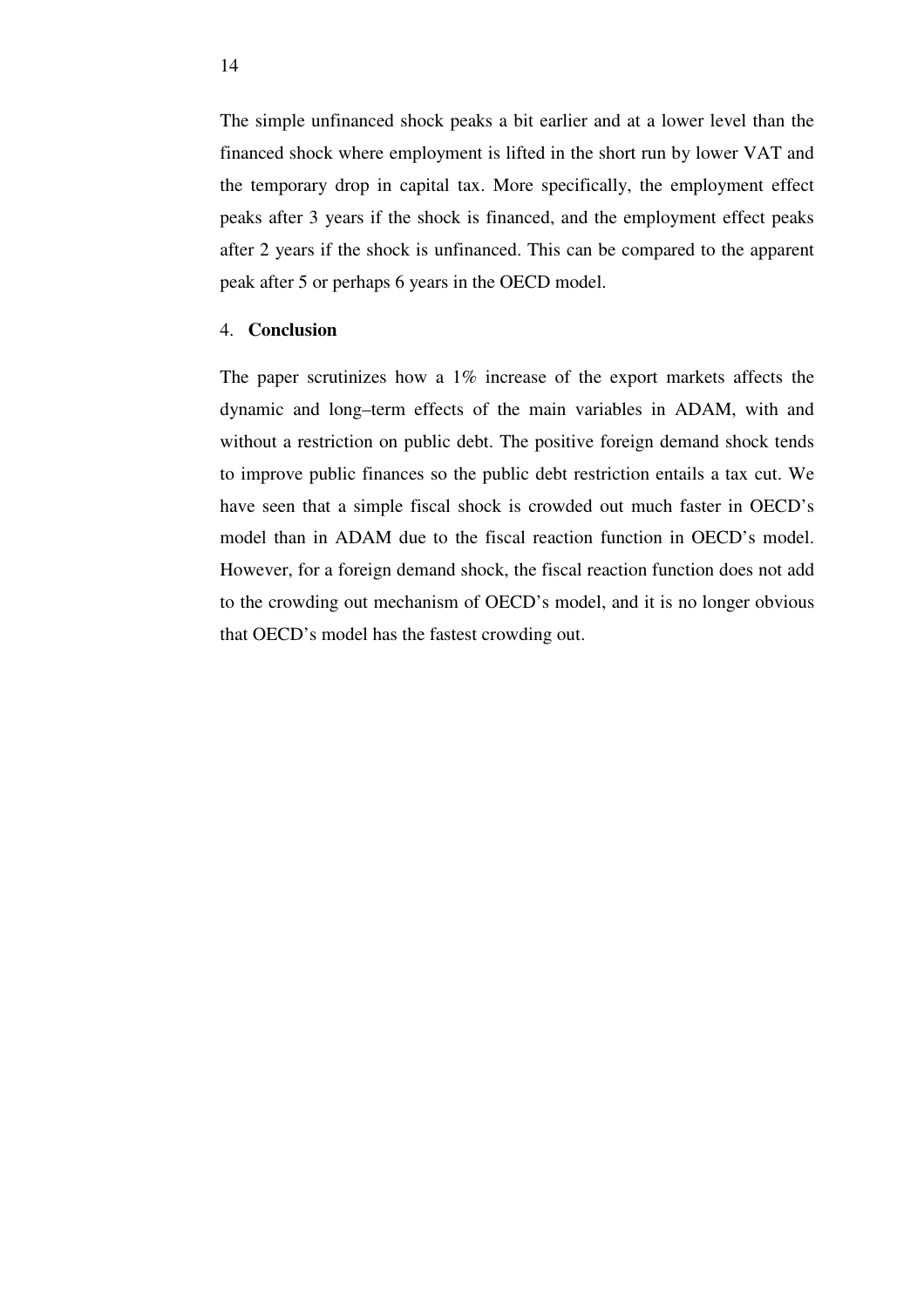The simple unfinanced shock peaks a bit earlier and at a lower level than the financed shock where employment is lifted in the short run by lower VAT and the temporary drop in capital tax. More specifically, the employment effect peaks after 3 years if the shock is financed, and the employment effect peaks after 2 years if the shock is unfinanced. This can be compared to the apparent peak after 5 or perhaps 6 years in the OECD model.

## 4. **Conclusion**

The paper scrutinizes how a 1% increase of the export markets affects the dynamic and long–term effects of the main variables in ADAM, with and without a restriction on public debt. The positive foreign demand shock tends to improve public finances so the public debt restriction entails a tax cut. We have seen that a simple fiscal shock is crowded out much faster in OECD's model than in ADAM due to the fiscal reaction function in OECD's model. However, for a foreign demand shock, the fiscal reaction function does not add to the crowding out mechanism of OECD's model, and it is no longer obvious that OECD's model has the fastest crowding out.